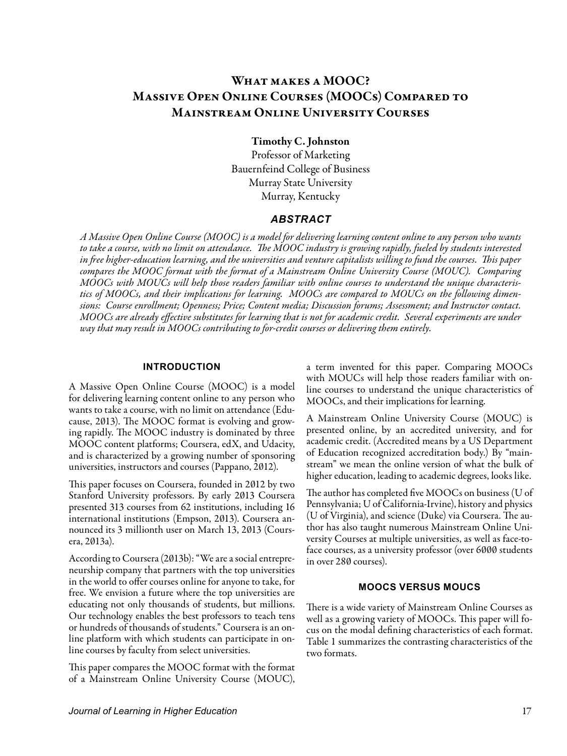# What makes a MOOC? Massive Open Online Courses (MOOCs) Compared to Mainstream Online University Courses

**Timothy C. Johnston**
Professor of Marketing
Bauernfeind College of Business
Murray State University
Murray, Kentucky

## ABSTRACT

*A Massive Open Online Course (MOOC) is a model for delivering learning content online to any person who wants to take a course, with no limit on attendance. The MOOC industry is growing rapidly, fueled by students interested in free higher-education learning, and the universities and venture capitalists willing to fund the courses. This paper compares the MOOC format with the format of a Mainstream Online University Course (MOUC). Comparing MOOCs with MOUCs will help those readers familiar with online courses to understand the unique characteristics of MOOCs, and their implications for learning. MOOCs are compared to MOUCs on the following dimensions: Course enrollment; Openness; Price; Content media; Discussion forums; Assessment; and Instructor contact. MOOCs are already effective substitutes for learning that is not for academic credit. Several experiments are under way that may result in MOOCs contributing to for-credit courses or delivering them entirely.*

## INTRODUCTION

A Massive Open Online Course (MOOC) is a model for delivering learning content online to any person who wants to take a course, with no limit on attendance (Educause, 2013). The MOOC format is evolving and growing rapidly. The MOOC industry is dominated by three MOOC content platforms; Coursera, edX, and Udacity, and is characterized by a growing number of sponsoring universities, instructors and courses (Pappano, 2012).

This paper focuses on Coursera, founded in 2012 by two Stanford University professors. By early 2013 Coursera presented 313 courses from 62 institutions, including 16 international institutions (Empson, 2013). Coursera announced its 3 millionth user on March 13, 2013 (Coursera, 2013a).

According to Coursera (2013b): "We are a social entrepreneurship company that partners with the top universities in the world to offer courses online for anyone to take, for free. We envision a future where the top universities are educating not only thousands of students, but millions. Our technology enables the best professors to teach tens or hundreds of thousands of students." Coursera is an online platform with which students can participate in online courses by faculty from select universities.

This paper compares the MOOC format with the format of a Mainstream Online University Course (MOUC), a term invented for this paper. Comparing MOOCs with MOUCs will help those readers familiar with online courses to understand the unique characteristics of MOOCs, and their implications for learning.

A Mainstream Online University Course (MOUC) is presented online, by an accredited university, and for academic credit. (Accredited means by a US Department of Education recognized accreditation body.) By "mainstream" we mean the online version of what the bulk of higher education, leading to academic degrees, looks like.

The author has completed five MOOCs on business (U of Pennsylvania; U of California-Irvine), history and physics (U of Virginia), and science (Duke) via Coursera. The author has also taught numerous Mainstream Online University Courses at multiple universities, as well as face-to-face courses, as a university professor (over 6000 students in over 280 courses).

## MOOCS VERSUS MOUCS

There is a wide variety of Mainstream Online Courses as well as a growing variety of MOOCs. This paper will focus on the modal defining characteristics of each format. Table 1 summarizes the contrasting characteristics of the two formats.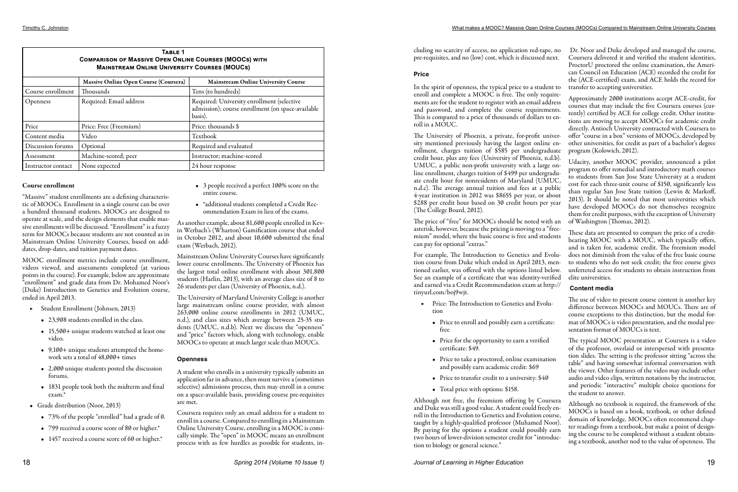**Table 1**
**Comparison of Massive Open Online Courses (MOOCs) with Mainstream Online University Courses (MOUCs)**

| | Massive Online Open Course (Coursera) | Mainstream Online University Course |
|---|---|---|
| Course enrollment | Thousands | Tens (to hundreds) |
| Openness | Required: Email address | Required: University enrollment (selective admission); course enrollment (on space-available basis). |
| Price | Price: Free (Freemium) | Price: thousands $ |
| Content media | Video | Textbook |
| Discussion forums | Optional | Required and evaluated |
| Assessment | Machine-scored; peer | Instructor; machine-scored |
| Instructor contact | None expected | 24 hour response |

### Course enrollment

"Massive" student enrollments are a defining characteristic of MOOCs. Enrollment in a single course can be over a hundred thousand students. MOOCs are designed to operate at scale, and the design elements that enable massive enrollments will be discussed. "Enrollment" is a fuzzy term for MOOCs because students are not counted as in Mainstream Online University Courses, based on add-dates, drop-dates, and tuition payment dates.

MOOC enrollment metrics include course enrollment, videos viewed, and assessments completed (at various points in the course). For example, below are approximate "enrollment" and grade data from Dr. Mohamed Noor's (Duke) Introduction to Genetics and Evolution course, ended in April 2013.

- Student Enrollment (Johnsen, 2013)
  - 23,908 students enrolled in the class.
  - 15,500+ unique students watched at least one video.
  - 9,100+ unique students attempted the homework sets a total of 48,000+ times
  - 2,000 unique students posted the discussion forums.
  - 1831 people took both the midterm and final exam.*
- Grade distribution (Noor, 2013)
  - 73% of the people "enrolled" had a grade of 0.
  - 799 received a course score of 80 or higher.*
  - 1457 received a course score of 60 or higher.*
  - 3 people received a perfect 100% score on the entire course.
  - *additional students completed a Credit Recommendation Exam in lieu of the exams.

As another example, about 81,600 people enrolled in Kevin Werbach's (Wharton) Gamification course that ended in October 2012, and about 10,600 submitted the final exam (Werbach, 2012).

Mainstream Online University Courses have significantly lower course enrollments. The University of Phoenix has the largest total online enrollment with about 301,800 students (Harlin, 2013), with an average class size of 8 to 26 students per class (University of Phoenix, n.d.).

The University of Maryland University College is another large mainstream online course provider, with almost 263,000 online course enrollments in 2012 (UMUC, n.d.), and class sizes which average between 25-35 students (UMUC, n.d.b). Next we discuss the "openness" and "price" factors which, along with technology, enable MOOCs to operate at much larger scale than MOUCs.

### Openness

A student who enrolls in a university typically submits an application far in advance, then must survive a (sometimes selective) admissions process, then may enroll in a course on a space-available basis, providing course pre-requisites are met.

Coursera requires only an email address for a student to enroll in a course. Compared to enrolling in a Mainstream Online University Course, enrolling in a MOOC is comically simple. The "open" in MOOC means an enrollment process with as few hurdles as possible for students, including no scarcity of access, no application red-tape, no pre-requisites, and no (low) cost, which is discussed next.

### Price

In the spirit of openness, the typical price to a student to enroll and complete a MOOC is free. The only requirements are for the student to register with an email address and password, and complete the course requirements. This is compared to a price of thousands of dollars to enroll in a MOUC.

The University of Phoenix, a private, for-profit university mentioned previously having the largest online enrollment, charges tuition of $585 per undergraduate credit hour, plus any fees (University of Phoenix, n.d.b). UMUC, a public non-profit university with a large online enrollment, charges tuition of $499 per undergraduate credit hour for nonresidents of Maryland (UMUC, n.d.c). The average annual tuition and fees at a public 4-year institution in 2012 was $8655 per year, or about $288 per credit hour based on 30 credit hours per year (The College Board, 2012).

The price of "free" for MOOCs should be noted with an asterisk, however, because the pricing is moving to a "freemium" model, where the basic course is free and students can pay for optional "extras."

For example, The Introduction to Genetics and Evolution course from Duke which ended in April 2013, mentioned earlier, was offered with the options listed below. See an example of a certificate that was identity-verified and earned via a Credit Recommendation exam at http://tinyurl.com/boj9wjt.

- Price: The Introduction to Genetics and Evolution
  - Price to enroll and possibly earn a certificate: free
  - Price for the opportunity to earn a verified certificate: $49.
  - Price to take a proctored, online examination and possibly earn academic credit: $69
  - Price to transfer credit to a university: $40
  - Total price with options: $158.

Although not free, the freemium offering by Coursera and Duke was still a good value. A student could freely enroll in the Introduction to Genetics and Evolution course, taught by a highly-qualified professor (Muhamed Noor). By paying for the options a student could possibly earn two hours of lower-division semester credit for "introduction to biology or general science."

Dr. Noor and Duke developed and managed the course, Coursera delivered it and verified the student identities, ProctorU proctored the online examination, the American Council on Education (ACE) recorded the credit for the (ACE-certified) exam, and ACE holds the record for transfer to accepting universities.

Approximately 2000 institutions accept ACE-credit, for courses that may include the five Coursera courses (currently) certified by ACE for college credit. Other institutions are moving to accept MOOCs for academic credit directly. Antioch University contracted with Coursera to offer "course in a box" versions of MOOCs, developed by other universities, for credit as part of a bachelor's degree program (Kolowich, 2012).

Udacity, another MOOC provider, announced a pilot program to offer remedial and introductory math courses to students from San Jose State University at a student cost for each three-unit course of $150, significantly less than regular San Jose State tuition (Lewin & Markoff, 2013). It should be noted that most universities which have developed MOOCs do not themselves recognize them for credit purposes, with the exception of University of Washington (Thomas, 2012).

These data are presented to compare the price of a credit-bearing MOOC with a MOUC, which typically offers, and is taken for, academic credit. The freemium model does not diminish from the value of the free basic course to students who do not seek credit; the free course gives unfettered access for students to obtain instruction from elite universities.

### Content media

The use of video to present course content is another key difference between MOOCs and MOUCs. There are of course exceptions to this distinction, but the modal format of MOOCs is video presentation, and the modal presentation format of MOUCs is text.

The typical MOOC presentation at Coursera is a video of the professor, overlaid or interspersed with presentation slides. The setting is the professor sitting "across the table" and having somewhat informal conversation with the viewer. Other features of the video may include other audio and video clips, written notations by the instructor, and periodic "interactive" multiple choice questions for the student to answer.

Although no textbook is required, the framework of the MOOCs is based on a book, textbook, or other defined domain of knowledge. MOOCs often recommend chapter readings from a textbook, but make a point of designing the course to be completed without a student obtaining a textbook, another nod to the value of openness. The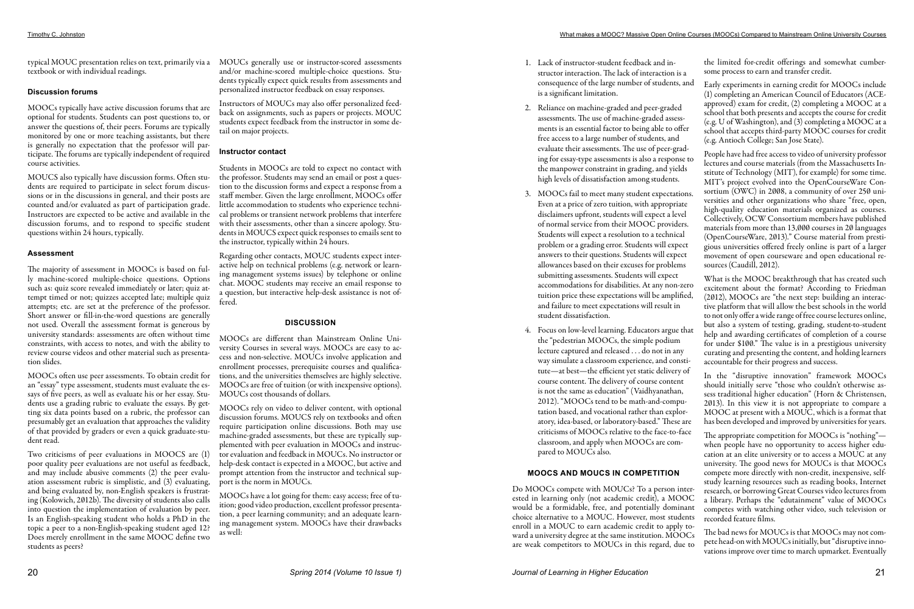typical MOUC presentation relies on text, primarily via a textbook or with individual readings.

### Discussion forums

MOOCs typically have active discussion forums that are optional for students. Students can post questions to, or answer the questions of, their peers. Forums are typically monitored by one or more teaching assistants, but there is generally no expectation that the professor will participate. The forums are typically independent of required course activities.

MOUCS also typically have discussion forms. Often students are required to participate in select forum discussions or in the discussions in general, and their posts are counted and/or evaluated as part of participation grade. Instructors are expected to be active and available in the discussion forums, and to respond to specific student questions within 24 hours, typically.

### Assessment

The majority of assessment in MOOCs is based on fully machine-scored multiple-choice questions. Options such as: quiz score revealed immediately or later; quiz attempt timed or not; quizzes accepted late; multiple quiz attempts; etc. are set at the preference of the professor. Short answer or fill-in-the-word questions are generally not used. Overall the assessment format is generous by university standards: assessments are often without time constraints, with access to notes, and with the ability to review course videos and other material such as presentation slides.

MOOCs often use peer assessments. To obtain credit for an "essay" type assessment, students must evaluate the essays of five peers, as well as evaluate his or her essay. Students use a grading rubric to evaluate the essays. By getting six data points based on a rubric, the professor can presumably get an evaluation that approaches the validity of that provided by graders or even a quick graduate-student read.

Two criticisms of peer evaluations in MOOCS are (1) poor quality peer evaluations are not useful as feedback, and may include abusive comments (2) the peer evaluation assessment rubric is simplistic, and (3) evaluating, and being evaluated by, non-English speakers is frustrating (Kolowich, 2012b). The diversity of students also calls into question the implementation of evaluation by peer. Is an English-speaking student who holds a PhD in the topic a peer to a non-English-speaking student aged 12? Does merely enrollment in the same MOOC define two students as peers?

MOUCs generally use or instructor-scored assessments and/or machine-scored multiple-choice questions. Students typically expect quick results from assessments and personalized instructor feedback on essay responses.

Instructors of MOUCs may also offer personalized feedback on assignments, such as papers or projects. MOUC students expect feedback from the instructor in some detail on major projects.

### Instructor contact

Students in MOOCs are told to expect no contact with the professor. Students may send an email or post a question to the discussion forms and expect a response from a staff member. Given the large enrollment, MOOCs offer little accommodation to students who experience technical problems or transient network problems that interfere with their assessments, other than a sincere apology. Students in MOUCS expect quick responses to emails sent to the instructor, typically within 24 hours.

Regarding other contacts, MOUC students expect interactive help on technical problems (e.g. network or learning management systems issues) by telephone or online chat. MOOC students may receive an email response to a question, but interactive help-desk assistance is not offered.

## DISCUSSION

MOOCs are different than Mainstream Online University Courses in several ways. MOOCs are easy to access and non-selective. MOUCs involve application and enrollment processes, prerequisite courses and qualifications, and the universities themselves are highly selective. MOOCs are free of tuition (or with inexpensive options). MOUCs cost thousands of dollars.

MOOCs rely on video to deliver content, with optional discussion forums. MOUCS rely on textbooks and often require participation online discussions. Both may use machine-graded assessments, but these are typically supplemented with peer evaluation in MOOCs and instructor evaluation and feedback in MOUCs. No instructor or help-desk contact is expected in a MOOC, but active and prompt attention from the instructor and technical support is the norm in MOUCs.

MOOCs have a lot going for them: easy access; free of tuition; good video production, excellent professor presentation, a peer learning community; and an adequate learning management system. MOOCs have their drawbacks as well:

1. Lack of instructor-student feedback and instructor interaction. The lack of interaction is a consequence of the large number of students, and is a significant limitation.
2. Reliance on machine-graded and peer-graded assessments. The use of machine-graded assessments is an essential factor to being able to offer free access to a large number of students, and evaluate their assessments. The use of peer-grading for essay-type assessments is also a response to the manpower constraint in grading, and yields high levels of dissatisfaction among students.
3. MOOCs fail to meet many student expectations. Even at a price of zero tuition, with appropriate disclaimers upfront, students will expect a level of normal service from their MOOC providers. Students will expect a resolution to a technical problem or a grading error. Students will expect answers to their questions. Students will expect allowances based on their excuses for problems submitting assessments. Students will expect accommodations for disabilities. At any non-zero tuition price these expectations will be amplified, and failure to meet expectations will result in student dissatisfaction.
4. Focus on low-level learning. Educators argue that the "pedestrian MOOCs, the simple podium lecture captured and released . . . do not in any way simulate a classroom experience, and constitute—at best—the efficient yet static delivery of course content. The delivery of course content is not the same as education" (Vaidhyanathan, 2012). "MOOCs tend to be math-and-computation based, and vocational rather than exploratory, idea-based, or laboratory-based." These are criticisms of MOOCs relative to the face-to-face classroom, and apply when MOOCs are compared to MOUCs also.

## MOOCS AND MOUCS IN COMPETITION

Do MOOCs compete with MOUCs? To a person interested in learning only (not academic credit), a MOOC would be a formidable, free, and potentially dominant choice alternative to a MOUC. However, most students enroll in a MOUC to earn academic credit to apply toward a university degree at the same institution. MOOCs are weak competitors to MOUCs in this regard, due to the limited for-credit offerings and somewhat cumbersome process to earn and transfer credit.

Early experiments in earning credit for MOOCs include (1) completing an American Council of Educators (ACE-approved) exam for credit, (2) completing a MOOC at a school that both presents and accepts the course for credit (e.g. U of Washington), and (3) completing a MOOC at a school that accepts third-party MOOC courses for credit (e.g. Antioch College; San Jose State).

People have had free access to video of university professor lectures and course materials (from the Massachusetts Institute of Technology (MIT), for example) for some time. MIT's project evolved into the OpenCourseWare Consortium (OWC) in 2008, a community of over 250 universities and other organizations who share "free, open, high-quality education materials organized as courses. Collectively, OCW Consortium members have published materials from more than 13,000 courses in 20 languages (OpenCourseWare, 2013)." Course material from prestigious universities offered freely online is part of a larger movement of open courseware and open educational resources (Caudill, 2012).

What is the MOOC breakthrough that has created such excitement about the format? According to Friedman (2012), MOOCs are "the next step: building an interactive platform that will allow the best schools in the world to not only offer a wide range of free course lectures online, but also a system of testing, grading, student-to-student help and awarding certificates of completion of a course for under $100." The value is in a prestigious university curating and presenting the content, and holding learners accountable for their progress and success.

In the "disruptive innovation" framework MOOCs should initially serve "those who couldn't otherwise assess traditional higher education" (Horn & Christensen, 2013). In this view it is not appropriate to compare a MOOC at present with a MOUC, which is a format that has been developed and improved by universities for years.

The appropriate competition for MOOCs is "nothing"—when people have no opportunity to access higher education at an elite university or to access a MOUC at any university. The good news for MOUCs is that MOOCs compete more directly with non-credit, inexpensive, self-study learning resources such as reading books, Internet research, or borrowing Great Courses video lectures from a library. Perhaps the "edutainment" value of MOOCs competes with watching other video, such television or recorded feature films.

The bad news for MOUCs is that MOOCs may not compete head-on with MOUCs initially, but "disruptive innovations improve over time to march upmarket. Eventually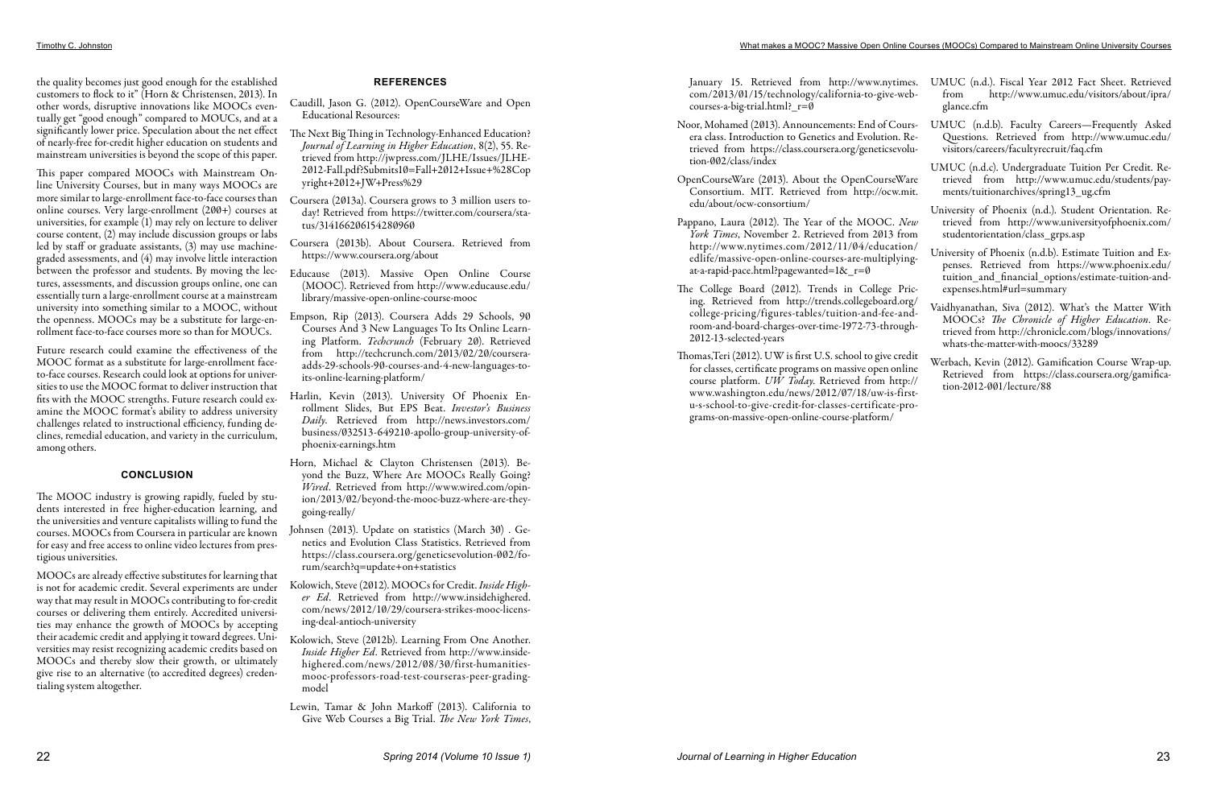the quality becomes just good enough for the established customers to flock to it" (Horn & Christensen, 2013). In other words, disruptive innovations like MOOCs eventually get "good enough" compared to MOUCs, and at a significantly lower price. Speculation about the net effect of nearly-free for-credit higher education on students and mainstream universities is beyond the scope of this paper.

This paper compared MOOCs with Mainstream Online University Courses, but in many ways MOOCs are more similar to large-enrollment face-to-face courses than online courses. Very large-enrollment (200+) courses at universities, for example (1) may rely on lecture to deliver course content, (2) may include discussion groups or labs led by staff or graduate assistants, (3) may use machine-graded assessments, and (4) may involve little interaction between the professor and students. By moving the lectures, assessments, and discussion groups online, one can essentially turn a large-enrollment course at a mainstream university into something similar to a MOOC, without the openness. MOOCs may be a substitute for large-enrollment face-to-face courses more so than for MOUCs.

Future research could examine the effectiveness of the MOOC format as a substitute for large-enrollment face-to-face courses. Research could look at options for universities to use the MOOC format to deliver instruction that fits with the MOOC strengths. Future research could examine the MOOC format's ability to address university challenges related to instructional efficiency, funding declines, remedial education, and variety in the curriculum, among others.

## CONCLUSION

The MOOC industry is growing rapidly, fueled by students interested in free higher-education learning, and the universities and venture capitalists willing to fund the courses. MOOCs from Coursera in particular are known for easy and free access to online video lectures from prestigious universities.

MOOCs are already effective substitutes for learning that is not for academic credit. Several experiments are under way that may result in MOOCs contributing to for-credit courses or delivering them entirely. Accredited universities may enhance the growth of MOOCs by accepting their academic credit and applying it toward degrees. Universities may resist recognizing academic credits based on MOOCs and thereby slow their growth, or ultimately give rise to an alternative (to accredited degrees) credentialing system altogether.

## REFERENCES

Caudill, Jason G. (2012). OpenCourseWare and Open Educational Resources:

The Next Big Thing in Technology-Enhanced Education? *Journal of Learning in Higher Education*, 8(2), 55. Retrieved from http://jwpress.com/JLHE/Issues/JLHE-2012-Fall.pdf?Submits10=Fall+2012+Issue+%28Copyright+2012+JW+Press%29

Coursera (2013a). Coursera grows to 3 million users today! Retrieved from https://twitter.com/coursera/status/314166206154280960

Coursera (2013b). About Coursera. Retrieved from https://www.coursera.org/about

Educause (2013). Massive Open Online Course (MOOC). Retrieved from http://www.educause.edu/library/massive-open-online-course-mooc

Empson, Rip (2013). Coursera Adds 29 Schools, 90 Courses And 3 New Languages To Its Online Learning Platform. *Techcrunch* (February 20). Retrieved from http://techcrunch.com/2013/02/20/coursera-adds-29-schools-90-courses-and-4-new-languages-to-its-online-learning-platform/

Harlin, Kevin (2013). University Of Phoenix Enrollment Slides, But EPS Beat. *Investor's Business Daily*. Retrieved from http://news.investors.com/business/032513-649210-apollo-group-university-of-phoenix-earnings.htm

Horn, Michael & Clayton Christensen (2013). Beyond the Buzz, Where Are MOOCs Really Going? *Wired*. Retrieved from http://www.wired.com/opinion/2013/02/beyond-the-mooc-buzz-where-are-they-going-really/

Johnsen (2013). Update on statistics (March 30) . Genetics and Evolution Class Statistics. Retrieved from https://class.coursera.org/geneticsevolution-002/forum/search?q=update+on+statistics

Kolowich, Steve (2012). MOOCs for Credit. *Inside Higher Ed*. Retrieved from http://www.insidehighered.com/news/2012/10/29/coursera-strikes-mooc-licensing-deal-antioch-university

Kolowich, Steve (2012b). Learning From One Another. *Inside Higher Ed*. Retrieved from http://www.insidehighered.com/news/2012/08/30/first-humanities-mooc-professors-road-test-courseras-peer-grading-model

Lewin, Tamar & John Markoff (2013). California to Give Web Courses a Big Trial. *The New York Times*, January 15. Retrieved from http://www.nytimes.com/2013/01/15/technology/california-to-give-web-courses-a-big-trial.html?_r=0

Noor, Mohamed (2013). Announcements: End of Coursera class. Introduction to Genetics and Evolution. Retrieved from https://class.coursera.org/geneticsevolution-002/class/index

OpenCourseWare (2013). About the OpenCourseWare Consortium. MIT. Retrieved from http://ocw.mit.edu/about/ocw-consortium/

Pappano, Laura (2012). The Year of the MOOC. *New York Times*, November 2. Retrieved from 2013 from http://www.nytimes.com/2012/11/04/education/edlife/massive-open-online-courses-are-multiplying-at-a-rapid-pace.html?pagewanted=1&_r=0

The College Board (2012). Trends in College Pricing. Retrieved from http://trends.collegeboard.org/college-pricing/figures-tables/tuition-and-fee-and-room-and-board-charges-over-time-1972-73-through-2012-13-selected-years

Thomas,Teri (2012). UW is first U.S. school to give credit for classes, certificate programs on massive open online course platform. *UW Today*. Retrieved from http://www.washington.edu/news/2012/07/18/uw-is-first-u-s-school-to-give-credit-for-classes-certificate-programs-on-massive-open-online-course-platform/

UMUC (n.d.). Fiscal Year 2012 Fact Sheet. Retrieved from http://www.umuc.edu/visitors/about/ipra/glance.cfm

UMUC (n.d.b). Faculty Careers—Frequently Asked Questions. Retrieved from http://www.umuc.edu/visitors/careers/facultyrecruit/faq.cfm

UMUC (n.d.c). Undergraduate Tuition Per Credit. Retrieved from http://www.umuc.edu/students/payments/tuitionarchives/spring13_ug.cfm

University of Phoenix (n.d.). Student Orientation. Retrieved from http://www.universityofphoenix.com/studentorientation/class_grps.asp

University of Phoenix (n.d.b). Estimate Tuition and Expenses. Retrieved from https://www.phoenix.edu/tuition_and_financial_options/estimate-tuition-and-expenses.html#url=summary

Vaidhyanathan, Siva (2012). What's the Matter With MOOCs? *The Chronicle of Higher Education*. Retrieved from http://chronicle.com/blogs/innovations/whats-the-matter-with-moocs/33289

Werbach, Kevin (2012). Gamification Course Wrap-up. Retrieved from https://class.coursera.org/gamification-2012-001/lecture/88